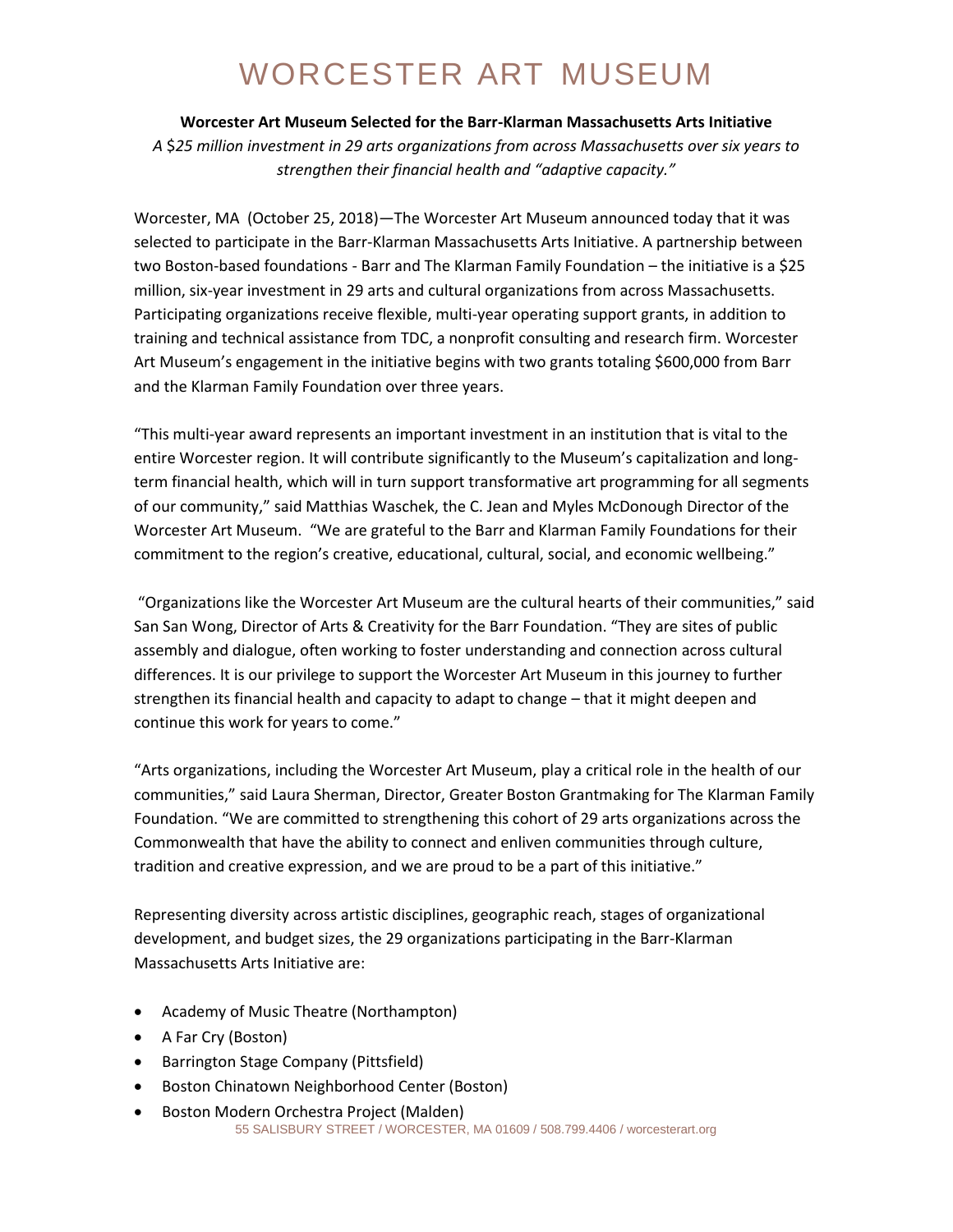# WORCESTER ART MUSEUM

**Worcester Art Museum Selected for the Barr-Klarman Massachusetts Arts Initiative**

*A $25 million investment in 29 arts organizations from across Massachusetts over six years to strengthen their financial health and "adaptive capacity."*

Worcester, MA (October 25, 2018)—The Worcester Art Museum announced today that it was selected to participate in the Barr-Klarman Massachusetts Arts Initiative. A partnership between two Boston-based foundations - Barr and The Klarman Family Foundation – the initiative is a $25 million, six-year investment in 29 arts and cultural organizations from across Massachusetts. Participating organizations receive flexible, multi-year operating support grants, in addition to training and technical assistance from TDC, a nonprofit consulting and research firm. Worcester Art Museum's engagement in the initiative begins with two grants totaling $600,000 from Barr and the Klarman Family Foundation over three years.

"This multi-year award represents an important investment in an institution that is vital to the entire Worcester region. It will contribute significantly to the Museum's capitalization and long-term financial health, which will in turn support transformative art programming for all segments of our community," said Matthias Waschek, the C. Jean and Myles McDonough Director of the Worcester Art Museum. "We are grateful to the Barr and Klarman Family Foundations for their commitment to the region's creative, educational, cultural, social, and economic wellbeing."

"Organizations like the Worcester Art Museum are the cultural hearts of their communities," said San San Wong, Director of Arts & Creativity for the Barr Foundation. "They are sites of public assembly and dialogue, often working to foster understanding and connection across cultural differences. It is our privilege to support the Worcester Art Museum in this journey to further strengthen its financial health and capacity to adapt to change – that it might deepen and continue this work for years to come."

"Arts organizations, including the Worcester Art Museum, play a critical role in the health of our communities," said Laura Sherman, Director, Greater Boston Grantmaking for The Klarman Family Foundation. "We are committed to strengthening this cohort of 29 arts organizations across the Commonwealth that have the ability to connect and enliven communities through culture, tradition and creative expression, and we are proud to be a part of this initiative."

Representing diversity across artistic disciplines, geographic reach, stages of organizational development, and budget sizes, the 29 organizations participating in the Barr-Klarman Massachusetts Arts Initiative are:

- Academy of Music Theatre (Northampton)
- A Far Cry (Boston)
- Barrington Stage Company (Pittsfield)
- Boston Chinatown Neighborhood Center (Boston)
- Boston Modern Orchestra Project (Malden)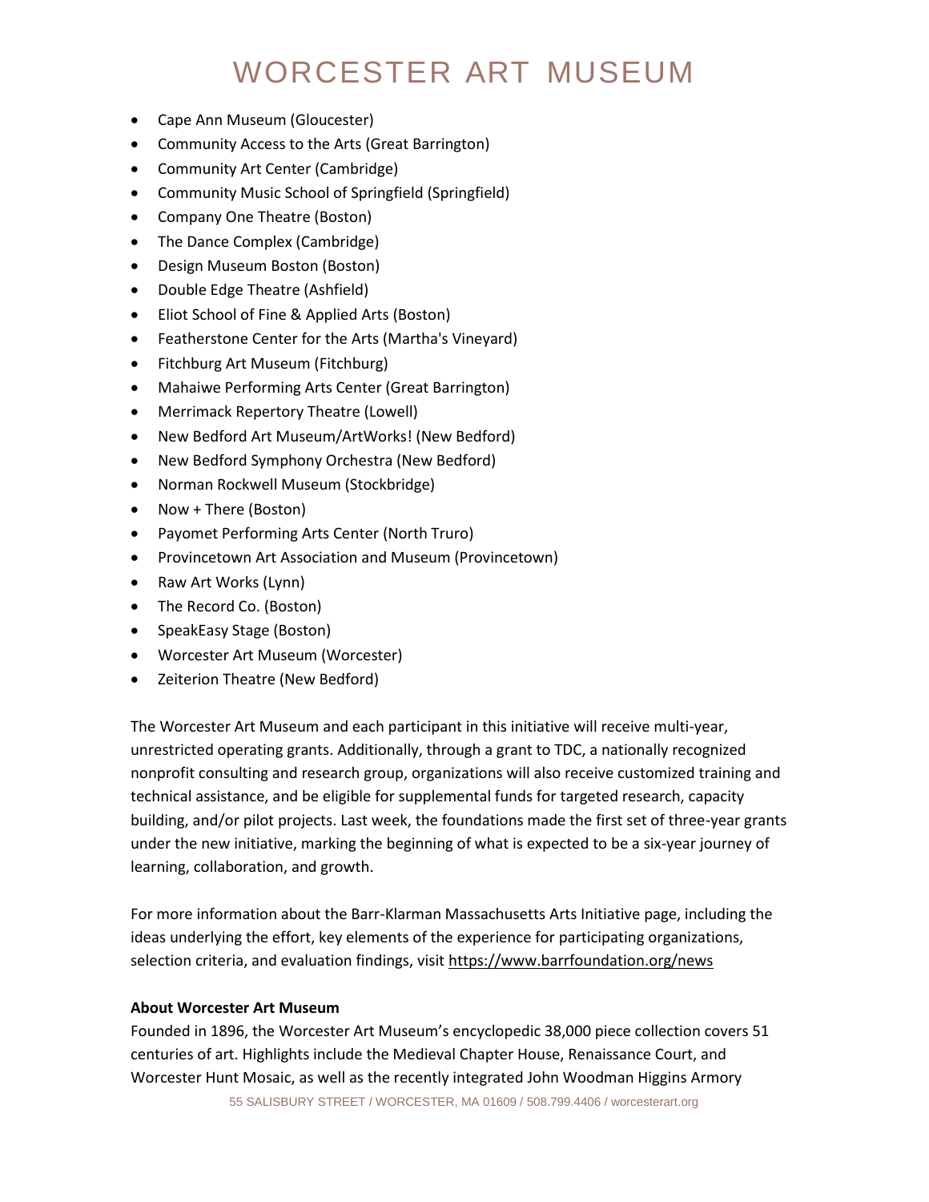- Cape Ann Museum (Gloucester)
- Community Access to the Arts (Great Barrington)
- Community Art Center (Cambridge)
- Community Music School of Springfield (Springfield)
- Company One Theatre (Boston)
- The Dance Complex (Cambridge)
- Design Museum Boston (Boston)
- Double Edge Theatre (Ashfield)
- Eliot School of Fine & Applied Arts (Boston)
- Featherstone Center for the Arts (Martha's Vineyard)
- Fitchburg Art Museum (Fitchburg)
- Mahaiwe Performing Arts Center (Great Barrington)
- Merrimack Repertory Theatre (Lowell)
- New Bedford Art Museum/ArtWorks! (New Bedford)
- New Bedford Symphony Orchestra (New Bedford)
- Norman Rockwell Museum (Stockbridge)
- Now + There (Boston)
- Payomet Performing Arts Center (North Truro)
- Provincetown Art Association and Museum (Provincetown)
- Raw Art Works (Lynn)
- The Record Co. (Boston)
- SpeakEasy Stage (Boston)
- Worcester Art Museum (Worcester)
- Zeiterion Theatre (New Bedford)

The Worcester Art Museum and each participant in this initiative will receive multi-year, unrestricted operating grants. Additionally, through a grant to TDC, a nationally recognized nonprofit consulting and research group, organizations will also receive customized training and technical assistance, and be eligible for supplemental funds for targeted research, capacity building, and/or pilot projects. Last week, the foundations made the first set of three-year grants under the new initiative, marking the beginning of what is expected to be a six-year journey of learning, collaboration, and growth.

For more information about the Barr-Klarman Massachusetts Arts Initiative page, including the ideas underlying the effort, key elements of the experience for participating organizations, selection criteria, and evaluation findings, visit https://www.barrfoundation.org/news

**About Worcester Art Museum**

Founded in 1896, the Worcester Art Museum's encyclopedic 38,000 piece collection covers 51 centuries of art. Highlights include the Medieval Chapter House, Renaissance Court, and Worcester Hunt Mosaic, as well as the recently integrated John Woodman Higgins Armory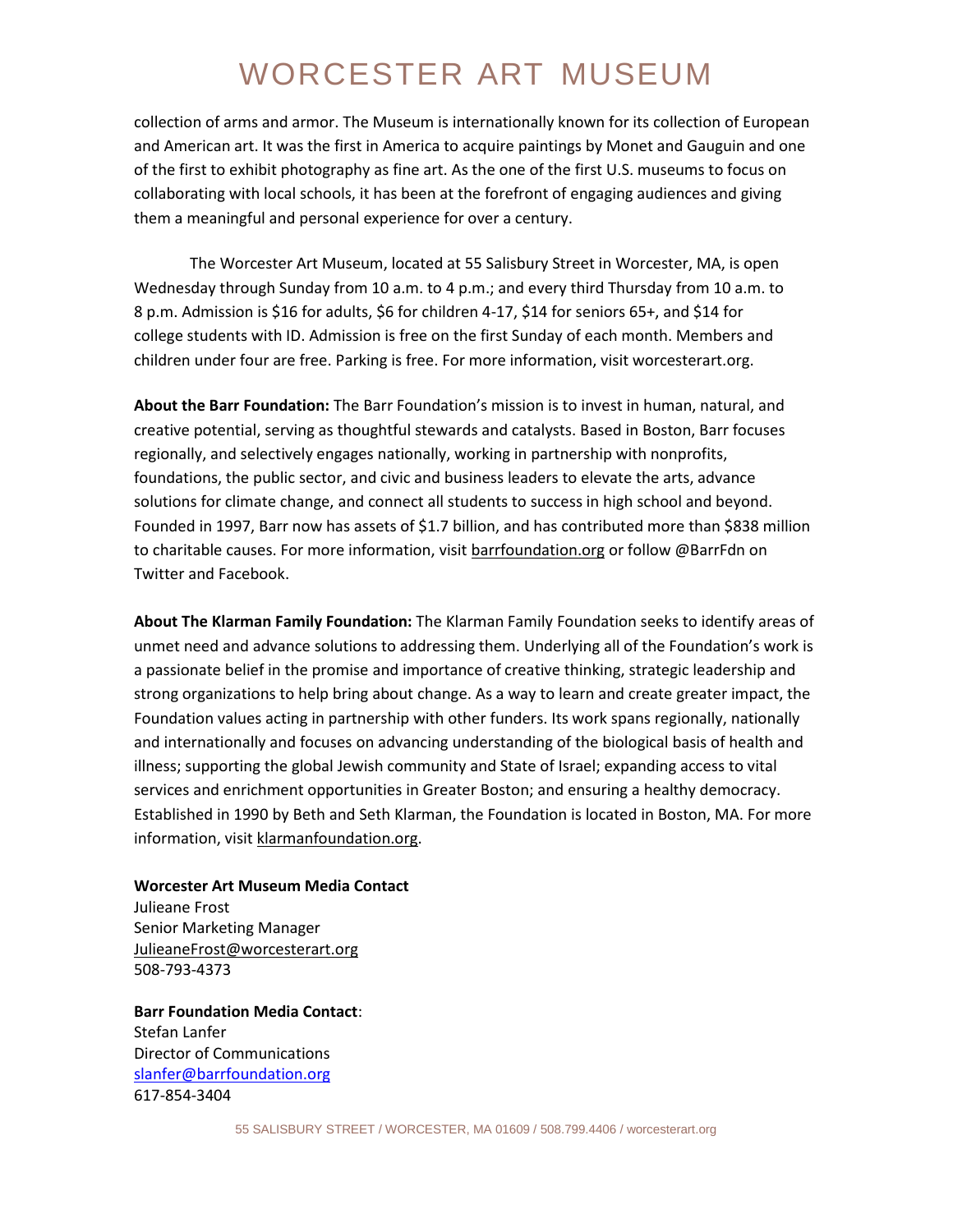collection of arms and armor. The Museum is internationally known for its collection of European and American art. It was the first in America to acquire paintings by Monet and Gauguin and one of the first to exhibit photography as fine art. As the one of the first U.S. museums to focus on collaborating with local schools, it has been at the forefront of engaging audiences and giving them a meaningful and personal experience for over a century.

The Worcester Art Museum, located at 55 Salisbury Street in Worcester, MA, is open Wednesday through Sunday from 10 a.m. to 4 p.m.; and every third Thursday from 10 a.m. to 8 p.m. Admission is $16 for adults, $6 for children 4-17, $14 for seniors 65+, and $14 for college students with ID. Admission is free on the first Sunday of each month. Members and children under four are free. Parking is free. For more information, visit worcesterart.org.

**About the Barr Foundation:** The Barr Foundation's mission is to invest in human, natural, and creative potential, serving as thoughtful stewards and catalysts. Based in Boston, Barr focuses regionally, and selectively engages nationally, working in partnership with nonprofits, foundations, the public sector, and civic and business leaders to elevate the arts, advance solutions for climate change, and connect all students to success in high school and beyond. Founded in 1997, Barr now has assets of $1.7 billion, and has contributed more than $838 million to charitable causes. For more information, visit barrfoundation.org or follow @BarrFdn on Twitter and Facebook.

**About The Klarman Family Foundation:** The Klarman Family Foundation seeks to identify areas of unmet need and advance solutions to addressing them. Underlying all of the Foundation's work is a passionate belief in the promise and importance of creative thinking, strategic leadership and strong organizations to help bring about change. As a way to learn and create greater impact, the Foundation values acting in partnership with other funders. Its work spans regionally, nationally and internationally and focuses on advancing understanding of the biological basis of health and illness; supporting the global Jewish community and State of Israel; expanding access to vital services and enrichment opportunities in Greater Boston; and ensuring a healthy democracy. Established in 1990 by Beth and Seth Klarman, the Foundation is located in Boston, MA. For more information, visit klarmanfoundation.org.

**Worcester Art Museum Media Contact**
Julieane Frost
Senior Marketing Manager
JulieaneFrost@worcesterart.org
508-793-4373

**Barr Foundation Media Contact**:
Stefan Lanfer
Director of Communications
slanfer@barrfoundation.org
617-854-3404